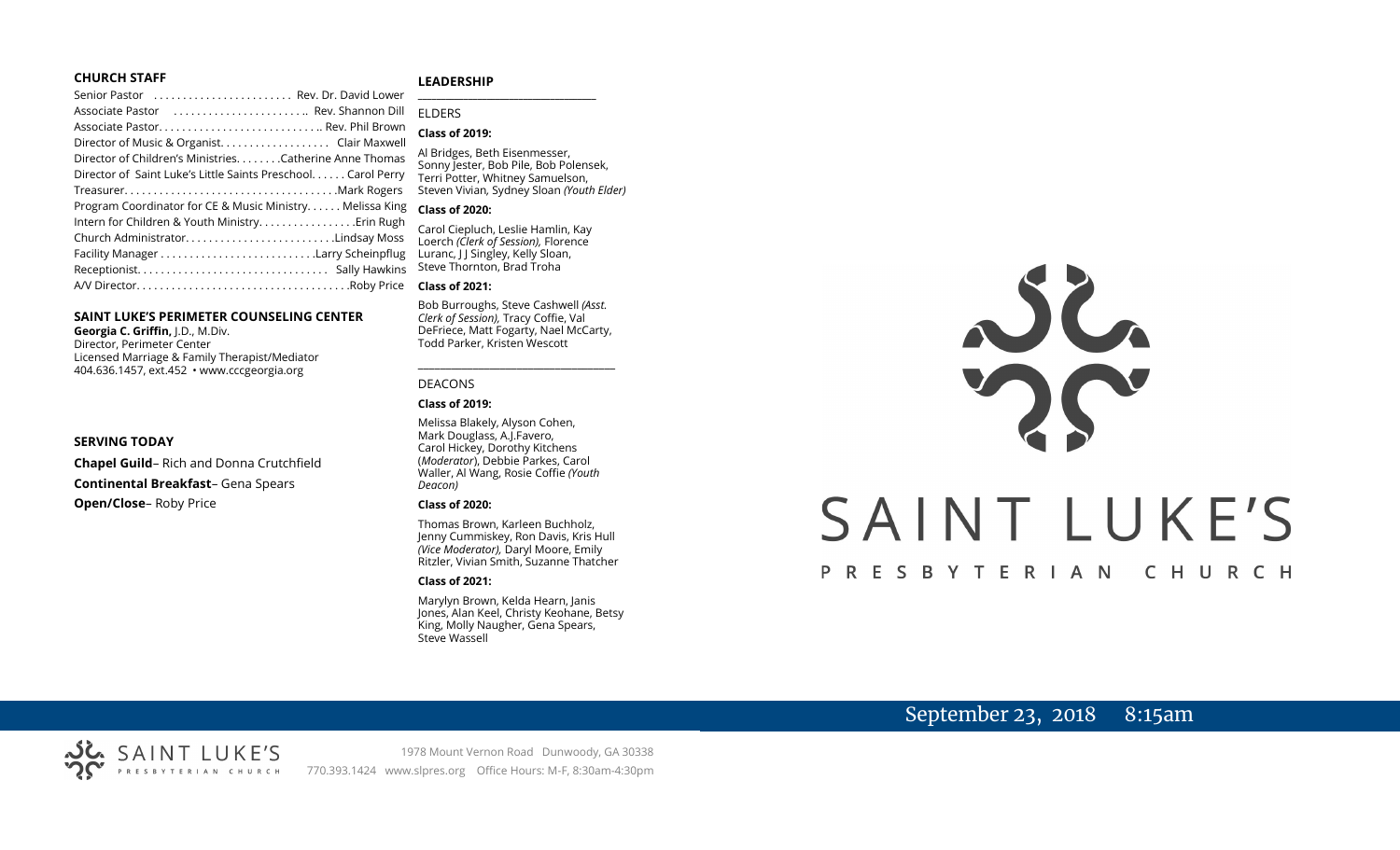## CHURCH STAFF

Senior Pastor ........................ Rev. Dr. David Lower
Associate Pastor ........................ Rev. Shannon Dill
Associate Pastor............................ Rev. Phil Brown
Director of Music & Organist.................. Clair Maxwell
Director of Children's Ministries........Catherine Anne Thomas
Director of Saint Luke's Little Saints Preschool...... Carol Perry
Treasurer.................................... Mark Rogers
Program Coordinator for CE & Music Ministry...... Melissa King
Intern for Children & Youth Ministry................ Erin Rugh
Church Administrator......................... Lindsay Moss
Facility Manager.......................... Larry Scheinpflug
Receptionist................................ Sally Hawkins
A/V Director.................................... Roby Price

## SAINT LUKE'S PERIMETER COUNSELING CENTER

**Georgia C. Griffin,** J.D., M.Div.
Director, Perimeter Center
Licensed Marriage & Family Therapist/Mediator
404.636.1457, ext.452 • www.cccgeorgia.org

## SERVING TODAY

**Chapel Guild**– Rich and Donna Crutchfield

**Continental Breakfast**– Gena Spears

**Open/Close**– Roby Price

## LEADERSHIP

ELDERS

**Class of 2019:**

Al Bridges, Beth Eisenmesser, Sonny Jester, Bob Pile, Bob Polensek, Terri Potter, Whitney Samuelson, Steven Vivian, Sydney Sloan *(Youth Elder)*

**Class of 2020:**

Carol Ciepluch, Leslie Hamlin, Kay Loerch *(Clerk of Session),* Florence Luranc, J J Singley, Kelly Sloan, Steve Thornton, Brad Troha

**Class of 2021:**

Bob Burroughs, Steve Cashwell *(Asst. Clerk of Session),* Tracy Coffie, Val DeFriece, Matt Fogarty, Nael McCarty, Todd Parker, Kristen Wescott

DEACONS

**Class of 2019:**

Melissa Blakely, Alyson Cohen, Mark Douglass, A.J.Favero, Carol Hickey, Dorothy Kitchens (*Moderator*), Debbie Parkes, Carol Waller, Al Wang, Rosie Coffie *(Youth Deacon)*

**Class of 2020:**

Thomas Brown, Karleen Buchholz, Jenny Cummiskey, Ron Davis, Kris Hull *(Vice Moderator),* Daryl Moore, Emily Ritzler, Vivian Smith, Suzanne Thatcher

**Class of 2021:**

Marylyn Brown, Kelda Hearn, Janis Jones, Alan Keel, Christy Keohane, Betsy King, Molly Naugher, Gena Spears, Steve Wassell

# SAINT LUKE'S
PRESBYTERIAN CHURCH

September 23, 2018 8:15am

SAINT LUKE'S PRESBYTERIAN CHURCH

1978 Mount Vernon Road Dunwoody, GA 30338
770.393.1424 www.slpres.org Office Hours: M-F, 8:30am-4:30pm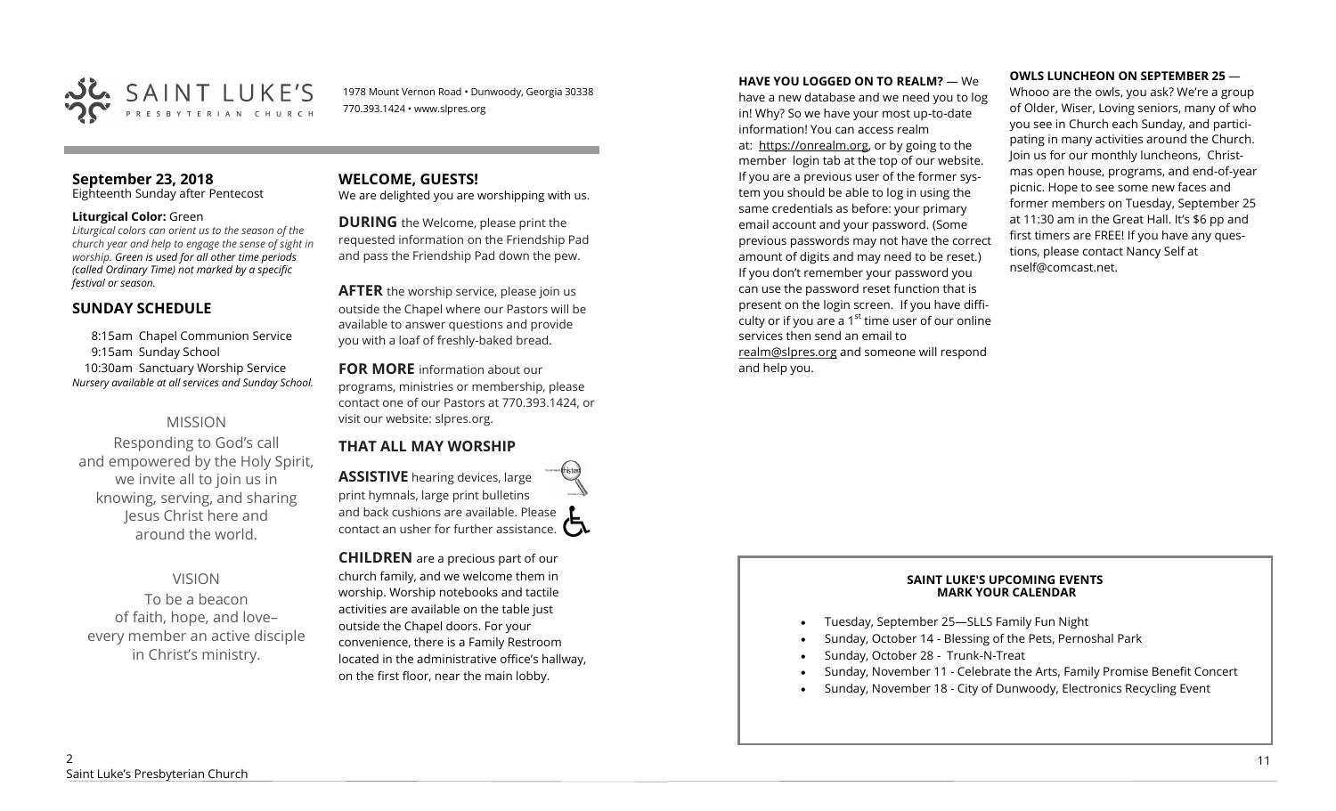SAINT LUKE'S PRESBYTERIAN CHURCH

1978 Mount Vernon Road • Dunwoody, Georgia 30338
770.393.1424 • www.slpres.org

## September 23, 2018

Eighteenth Sunday after Pentecost

**Liturgical Color:** Green

*Liturgical colors can orient us to the season of the church year and help to engage the sense of sight in worship. Green is used for all other time periods (called Ordinary Time) not marked by a specific festival or season.*

## SUNDAY SCHEDULE

8:15am Chapel Communion Service
9:15am Sunday School
10:30am Sanctuary Worship Service
*Nursery available at all services and Sunday School.*

### MISSION

Responding to God's call and empowered by the Holy Spirit, we invite all to join us in knowing, serving, and sharing Jesus Christ here and around the world.

### VISION

To be a beacon of faith, hope, and love– every member an active disciple in Christ's ministry.

## WELCOME, GUESTS!

We are delighted you are worshipping with us.

**DURING** the Welcome, please print the requested information on the Friendship Pad and pass the Friendship Pad down the pew.

**AFTER** the worship service, please join us outside the Chapel where our Pastors will be available to answer questions and provide you with a loaf of freshly-baked bread.

**FOR MORE** information about our programs, ministries or membership, please contact one of our Pastors at 770.393.1424, or visit our website: slpres.org.

## THAT ALL MAY WORSHIP

**ASSISTIVE** hearing devices, large print hymnals, large print bulletins and back cushions are available. Please contact an usher for further assistance.

**CHILDREN** are a precious part of our church family, and we welcome them in worship. Worship notebooks and tactile activities are available on the table just outside the Chapel doors. For your convenience, there is a Family Restroom located in the administrative office's hallway, on the first floor, near the main lobby.

**HAVE YOU LOGGED ON TO REALM?** — We have a new database and we need you to log in! Why? So we have your most up-to-date information! You can access realm at: https://onrealm.org, or by going to the member login tab at the top of our website. If you are a previous user of the former system you should be able to log in using the same credentials as before: your primary email account and your password. (Some previous passwords may not have the correct amount of digits and may need to be reset.) If you don't remember your password you can use the password reset function that is present on the login screen. If you have difficulty or if you are a 1st time user of our online services then send an email to realm@slpres.org and someone will respond and help you.

**OWLS LUNCHEON ON SEPTEMBER 25** — Whooo are the owls, you ask? We're a group of Older, Wiser, Loving seniors, many of who you see in Church each Sunday, and participating in many activities around the Church. Join us for our monthly luncheons, Christmas open house, programs, and end-of-year picnic. Hope to see some new faces and former members on Tuesday, September 25 at 11:30 am in the Great Hall. It's $6 pp and first timers are FREE! If you have any questions, please contact Nancy Self at nself@comcast.net.

**SAINT LUKE'S UPCOMING EVENTS**
**MARK YOUR CALENDAR**

- Tuesday, September 25—SLLS Family Fun Night
- Sunday, October 14 - Blessing of the Pets, Pernoshal Park
- Sunday, October 28 - Trunk-N-Treat
- Sunday, November 11 - Celebrate the Arts, Family Promise Benefit Concert
- Sunday, November 18 - City of Dunwoody, Electronics Recycling Event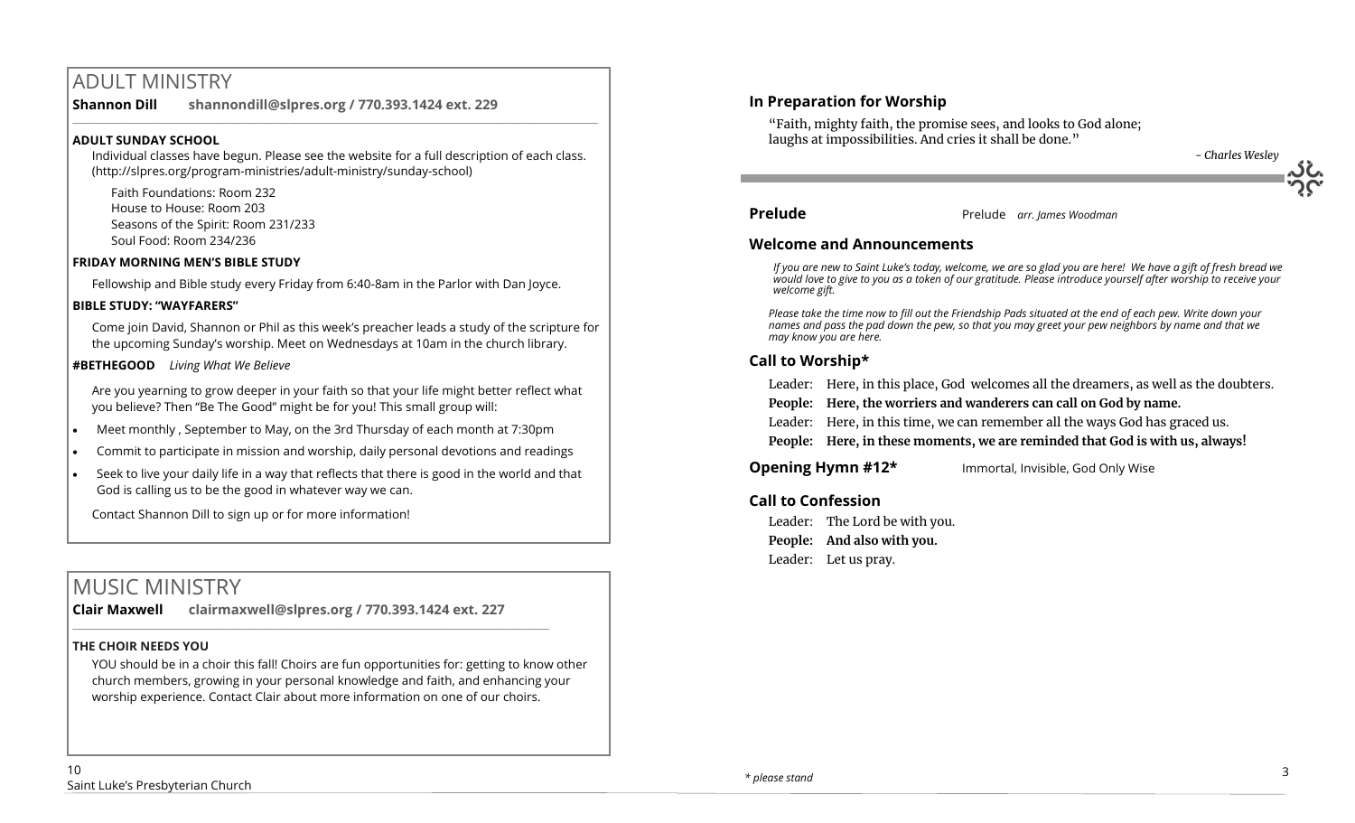# ADULT MINISTRY

**Shannon Dill**  **shannondill@slpres.org / 770.393.1424 ext. 229**

### ADULT SUNDAY SCHOOL

Individual classes have begun. Please see the website for a full description of each class. (http://slpres.org/program-ministries/adult-ministry/sunday-school)

Faith Foundations: Room 232
House to House: Room 203
Seasons of the Spirit: Room 231/233
Soul Food: Room 234/236

### FRIDAY MORNING MEN'S BIBLE STUDY

Fellowship and Bible study every Friday from 6:40-8am in the Parlor with Dan Joyce.

### BIBLE STUDY: "WAYFARERS"

Come join David, Shannon or Phil as this week's preacher leads a study of the scripture for the upcoming Sunday's worship. Meet on Wednesdays at 10am in the church library.

### #BETHEGOOD *Living What We Believe*

Are you yearning to grow deeper in your faith so that your life might better reflect what you believe? Then "Be The Good" might be for you! This small group will:

- Meet monthly , September to May, on the 3rd Thursday of each month at 7:30pm
- Commit to participate in mission and worship, daily personal devotions and readings
- Seek to live your daily life in a way that reflects that there is good in the world and that God is calling us to be the good in whatever way we can.

Contact Shannon Dill to sign up or for more information!

# MUSIC MINISTRY

**Clair Maxwell**  **clairmaxwell@slpres.org / 770.393.1424 ext. 227**

### THE CHOIR NEEDS YOU

YOU should be in a choir this fall! Choirs are fun opportunities for: getting to know other church members, growing in your personal knowledge and faith, and enhancing your worship experience. Contact Clair about more information on one of our choirs.

## In Preparation for Worship

"Faith, mighty faith, the promise sees, and looks to God alone; laughs at impossibilities. And cries it shall be done."

*- Charles Wesley*

**Prelude** Prelude *arr. James Woodman*

## Welcome and Announcements

*If you are new to Saint Luke's today, welcome, we are so glad you are here! We have a gift of fresh bread we would love to give to you as a token of our gratitude. Please introduce yourself after worship to receive your welcome gift.*

*Please take the time now to fill out the Friendship Pads situated at the end of each pew. Write down your names and pass the pad down the pew, so that you may greet your pew neighbors by name and that we may know you are here.*

## Call to Worship*

Leader: Here, in this place, God welcomes all the dreamers, as well as the doubters.
**People: Here, the worriers and wanderers can call on God by name.**
Leader: Here, in this time, we can remember all the ways God has graced us.
**People: Here, in these moments, we are reminded that God is with us, always!**

**Opening Hymn #12*** Immortal, Invisible, God Only Wise

## Call to Confession

Leader: The Lord be with you.
**People: And also with you.**
Leader: Let us pray.

*\* please stand*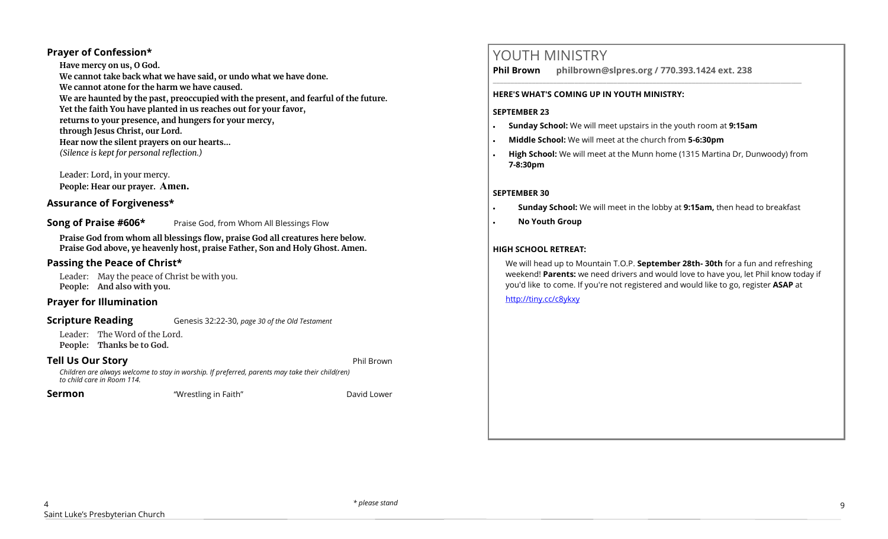### Prayer of Confession*

**Have mercy on us, O God.**
**We cannot take back what we have said, or undo what we have done.**
**We cannot atone for the harm we have caused.**
**We are haunted by the past, preoccupied with the present, and fearful of the future.**
**Yet the faith You have planted in us reaches out for your favor,**
**returns to your presence, and hungers for your mercy,**
**through Jesus Christ, our Lord.**
**Hear now the silent prayers on our hearts...**
*(Silence is kept for personal reflection.)*

Leader: Lord, in your mercy.
**People: Hear our prayer. Amen.**

### Assurance of Forgiveness*

**Song of Praise #606*** Praise God, from Whom All Blessings Flow

**Praise God from whom all blessings flow, praise God all creatures here below.**
**Praise God above, ye heavenly host, praise Father, Son and Holy Ghost. Amen.**

### Passing the Peace of Christ*

Leader: May the peace of Christ be with you.
**People: And also with you.**

### Prayer for Illumination

**Scripture Reading** Genesis 32:22-30, *page 30 of the Old Testament*

Leader: The Word of the Lord.
**People: Thanks be to God.**

**Tell Us Our Story** Phil Brown

*Children are always welcome to stay in worship. If preferred, parents may take their child(ren) to child care in Room 114.*

**Sermon** "Wrestling in Faith" David Lower

*\* please stand*

# YOUTH MINISTRY

**Phil Brown** **philbrown@slpres.org / 770.393.1424 ext. 238**

**HERE'S WHAT'S COMING UP IN YOUTH MINISTRY:**

**SEPTEMBER 23**

- **Sunday School:** We will meet upstairs in the youth room at **9:15am**
- **Middle School:** We will meet at the church from **5-6:30pm**
- **High School:** We will meet at the Munn home (1315 Martina Dr, Dunwoody) from **7-8:30pm**

**SEPTEMBER 30**

- **Sunday School:** We will meet in the lobby at **9:15am,** then head to breakfast
- **No Youth Group**

**HIGH SCHOOL RETREAT:**

We will head up to Mountain T.O.P. **September 28th- 30th** for a fun and refreshing weekend! **Parents:** we need drivers and would love to have you, let Phil know today if you'd like to come. If you're not registered and would like to go, register **ASAP** at

http://tiny.cc/c8ykxy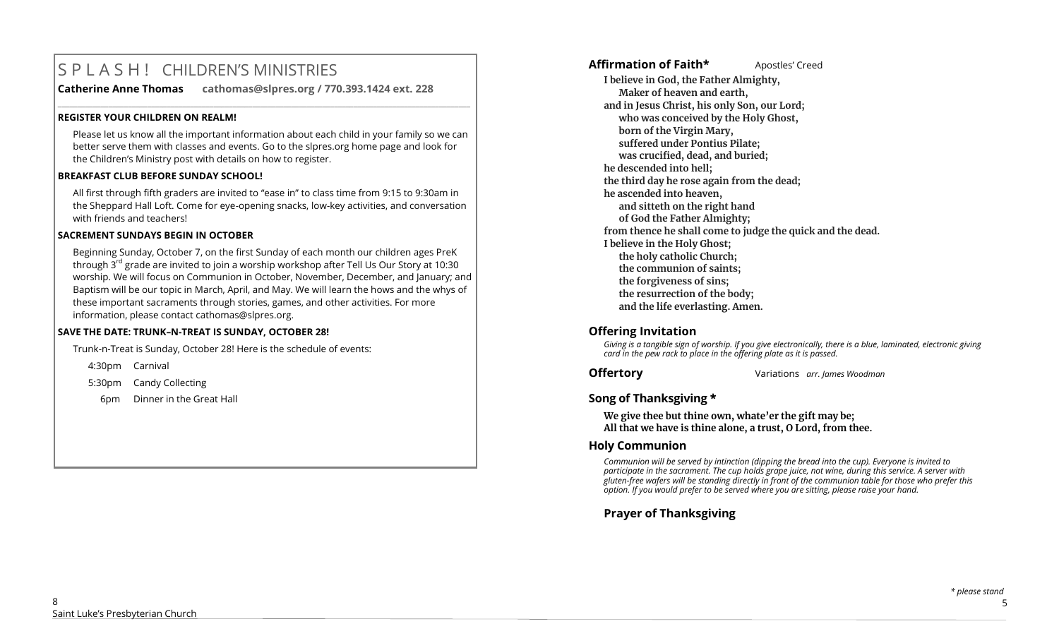# S P L A S H ! CHILDREN'S MINISTRIES

**Catherine Anne Thomas** **cathomas@slpres.org / 770.393.1424 ext. 228**

---

**REGISTER YOUR CHILDREN ON REALM!**

Please let us know all the important information about each child in your family so we can better serve them with classes and events. Go to the slpres.org home page and look for the Children's Ministry post with details on how to register.

**BREAKFAST CLUB BEFORE SUNDAY SCHOOL!**

All first through fifth graders are invited to "ease in" to class time from 9:15 to 9:30am in the Sheppard Hall Loft. Come for eye-opening snacks, low-key activities, and conversation with friends and teachers!

**SACREMENT SUNDAYS BEGIN IN OCTOBER**

Beginning Sunday, October 7, on the first Sunday of each month our children ages PreK through 3rd grade are invited to join a worship workshop after Tell Us Our Story at 10:30 worship. We will focus on Communion in October, November, December, and January; and Baptism will be our topic in March, April, and May. We will learn the hows and the whys of these important sacraments through stories, games, and other activities. For more information, please contact cathomas@slpres.org.

**SAVE THE DATE: TRUNK–N-TREAT IS SUNDAY, OCTOBER 28!**

Trunk-n-Treat is Sunday, October 28! Here is the schedule of events:

4:30pm Carnival

5:30pm Candy Collecting

6pm Dinner in the Great Hall

## Affirmation of Faith* Apostles' Creed

**I believe in God, the Father Almighty,**
**Maker of heaven and earth,**
**and in Jesus Christ, his only Son, our Lord;**
**who was conceived by the Holy Ghost,**
**born of the Virgin Mary,**
**suffered under Pontius Pilate;**
**was crucified, dead, and buried;**
**he descended into hell;**
**the third day he rose again from the dead;**
**he ascended into heaven,**
**and sitteth on the right hand**
**of God the Father Almighty;**
**from thence he shall come to judge the quick and the dead.**
**I believe in the Holy Ghost;**
**the holy catholic Church;**
**the communion of saints;**
**the forgiveness of sins;**
**the resurrection of the body;**
**and the life everlasting. Amen.**

## Offering Invitation

*Giving is a tangible sign of worship. If you give electronically, there is a blue, laminated, electronic giving card in the pew rack to place in the offering plate as it is passed.*

## Offertory

Variations *arr. James Woodman*

## Song of Thanksgiving *

**We give thee but thine own, whate'er the gift may be;**
**All that we have is thine alone, a trust, O Lord, from thee.**

## Holy Communion

*Communion will be served by intinction (dipping the bread into the cup). Everyone is invited to participate in the sacrament. The cup holds grape juice, not wine, during this service. A server with gluten-free wafers will be standing directly in front of the communion table for those who prefer this option. If you would prefer to be served where you are sitting, please raise your hand.*

## Prayer of Thanksgiving

*\* please stand*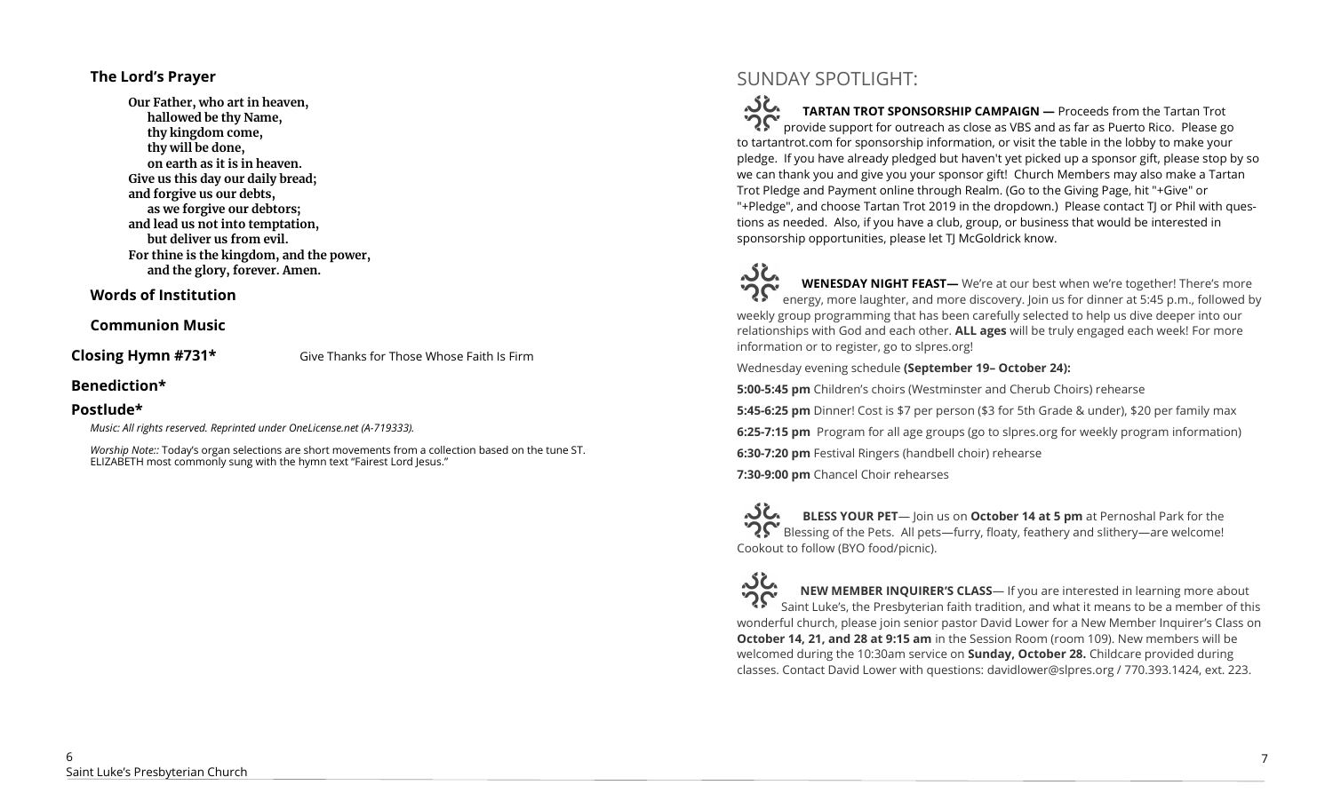### The Lord's Prayer

**Our Father, who art in heaven,**
**hallowed be thy Name,**
**thy kingdom come,**
**thy will be done,**
**on earth as it is in heaven.**
**Give us this day our daily bread;**
**and forgive us our debts,**
**as we forgive our debtors;**
**and lead us not into temptation,**
**but deliver us from evil.**
**For thine is the kingdom, and the power,**
**and the glory, forever. Amen.**

### Words of Institution

### Communion Music

**Closing Hymn #731*** Give Thanks for Those Whose Faith Is Firm

### Benediction*

### Postlude*

*Music: All rights reserved. Reprinted under OneLicense.net (A-719333).*

*Worship Note::* Today's organ selections are short movements from a collection based on the tune ST. ELIZABETH most commonly sung with the hymn text "Fairest Lord Jesus."

## SUNDAY SPOTLIGHT:

**TARTAN TROT SPONSORSHIP CAMPAIGN —** Proceeds from the Tartan Trot provide support for outreach as close as VBS and as far as Puerto Rico. Please go to tartantrot.com for sponsorship information, or visit the table in the lobby to make your pledge. If you have already pledged but haven't yet picked up a sponsor gift, please stop by so we can thank you and give you your sponsor gift! Church Members may also make a Tartan Trot Pledge and Payment online through Realm. (Go to the Giving Page, hit "+Give" or "+Pledge", and choose Tartan Trot 2019 in the dropdown.) Please contact TJ or Phil with questions as needed. Also, if you have a club, group, or business that would be interested in sponsorship opportunities, please let TJ McGoldrick know.

**WENESDAY NIGHT FEAST—** We're at our best when we're together! There's more energy, more laughter, and more discovery. Join us for dinner at 5:45 p.m., followed by weekly group programming that has been carefully selected to help us dive deeper into our relationships with God and each other. **ALL ages** will be truly engaged each week! For more information or to register, go to slpres.org!

Wednesday evening schedule **(September 19– October 24):**

**5:00-5:45 pm** Children's choirs (Westminster and Cherub Choirs) rehearse

**5:45-6:25 pm** Dinner! Cost is $7 per person ($3 for 5th Grade & under), $20 per family max

**6:25-7:15 pm** Program for all age groups (go to slpres.org for weekly program information)

**6:30-7:20 pm** Festival Ringers (handbell choir) rehearse

**7:30-9:00 pm** Chancel Choir rehearses

**BLESS YOUR PET**— Join us on **October 14 at 5 pm** at Pernoshal Park for the Blessing of the Pets. All pets—furry, floaty, feathery and slithery—are welcome! Cookout to follow (BYO food/picnic).

**NEW MEMBER INQUIRER'S CLASS**— If you are interested in learning more about Saint Luke's, the Presbyterian faith tradition, and what it means to be a member of this wonderful church, please join senior pastor David Lower for a New Member Inquirer's Class on **October 14, 21, and 28 at 9:15 am** in the Session Room (room 109). New members will be welcomed during the 10:30am service on **Sunday, October 28.** Childcare provided during classes. Contact David Lower with questions: davidlower@slpres.org / 770.393.1424, ext. 223.